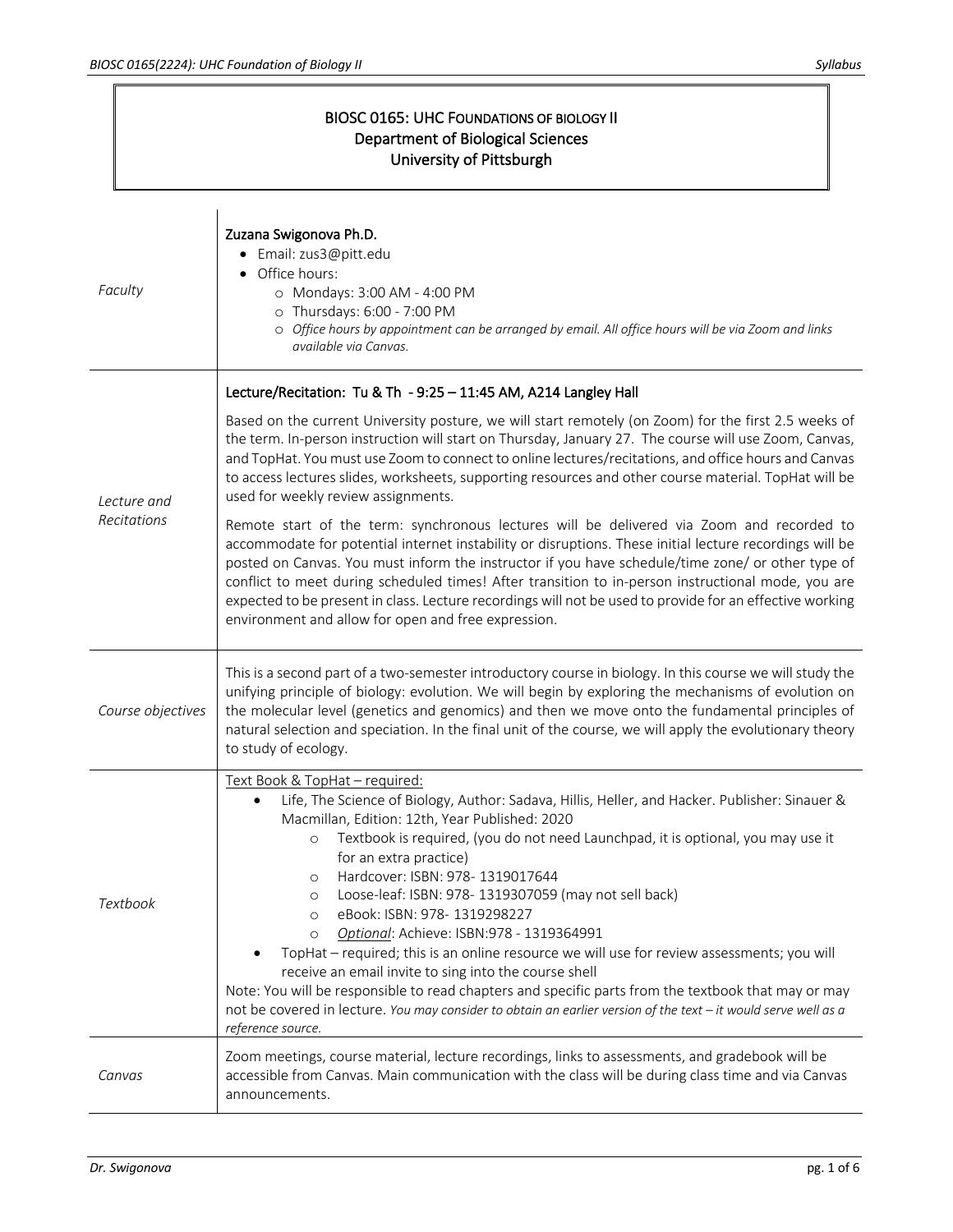# BIOSC 0165: UHC Foundations of Biology II
## Department of Biological Sciences
## University of Pittsburgh

| | |
|---|---|
| *Faculty* | **Zuzana Swigonova Ph.D.**<br>• Email: zus3@pitt.edu<br>• Office hours:<br>  ○ Mondays: 3:00 AM - 4:00 PM<br>  ○ Thursdays: 6:00 - 7:00 PM<br>  ○ *Office hours by appointment can be arranged by email. All office hours will be via Zoom and links available via Canvas.* |
| *Lecture and Recitations* | **Lecture/Recitation: Tu & Th - 9:25 – 11:45 AM, A214 Langley Hall**<br><br>Based on the current University posture, we will start remotely (on Zoom) for the first 2.5 weeks of the term. In-person instruction will start on Thursday, January 27. The course will use Zoom, Canvas, and TopHat. You must use Zoom to connect to online lectures/recitations, and office hours and Canvas to access lectures slides, worksheets, supporting resources and other course material. TopHat will be used for weekly review assignments.<br><br>Remote start of the term: synchronous lectures will be delivered via Zoom and recorded to accommodate for potential internet instability or disruptions. These initial lecture recordings will be posted on Canvas. You must inform the instructor if you have schedule/time zone/ or other type of conflict to meet during scheduled times! After transition to in-person instructional mode, you are expected to be present in class. Lecture recordings will not be used to provide for an effective working environment and allow for open and free expression. |
| *Course objectives* | This is a second part of a two-semester introductory course in biology. In this course we will study the unifying principle of biology: evolution. We will begin by exploring the mechanisms of evolution on the molecular level (genetics and genomics) and then we move onto the fundamental principles of natural selection and speciation. In the final unit of the course, we will apply the evolutionary theory to study of ecology. |
| *Textbook* | Text Book & TopHat – required:<br>• Life, The Science of Biology, Author: Sadava, Hillis, Heller, and Hacker. Publisher: Sinauer & Macmillan, Edition: 12th, Year Published: 2020<br>  ○ Textbook is required, (you do not need Launchpad, it is optional, you may use it for an extra practice)<br>  ○ Hardcover: ISBN: 978- 1319017644<br>  ○ Loose-leaf: ISBN: 978- 1319307059 (may not sell back)<br>  ○ eBook: ISBN: 978- 1319298227<br>  ○ *Optional*: Achieve: ISBN:978 - 1319364991<br>• TopHat – required; this is an online resource we will use for review assessments; you will receive an email invite to sing into the course shell<br>Note: You will be responsible to read chapters and specific parts from the textbook that may or may not be covered in lecture. *You may consider to obtain an earlier version of the text – it would serve well as a reference source.* |
| *Canvas* | Zoom meetings, course material, lecture recordings, links to assessments, and gradebook will be accessible from Canvas. Main communication with the class will be during class time and via Canvas announcements. |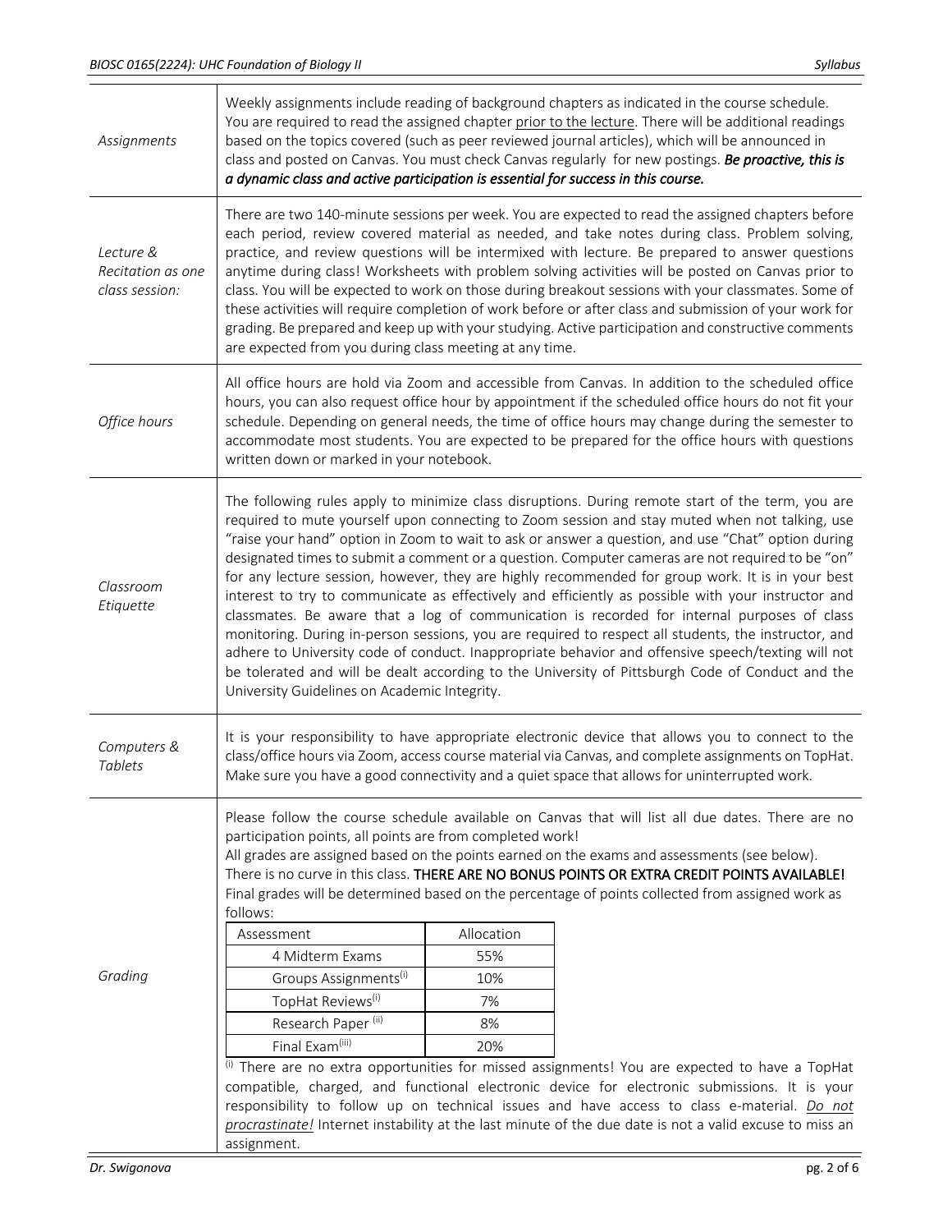| | |
|---|---|
| *Assignments* | Weekly assignments include reading of background chapters as indicated in the course schedule. You are required to read the assigned chapter prior to the lecture. There will be additional readings based on the topics covered (such as peer reviewed journal articles), which will be announced in class and posted on Canvas. You must check Canvas regularly for new postings. ***Be proactive, this is a dynamic class and active participation is essential for success in this course.*** |
| *Lecture & Recitation as one class session:* | There are two 140-minute sessions per week. You are expected to read the assigned chapters before each period, review covered material as needed, and take notes during class. Problem solving, practice, and review questions will be intermixed with lecture. Be prepared to answer questions anytime during class! Worksheets with problem solving activities will be posted on Canvas prior to class. You will be expected to work on those during breakout sessions with your classmates. Some of these activities will require completion of work before or after class and submission of your work for grading. Be prepared and keep up with your studying. Active participation and constructive comments are expected from you during class meeting at any time. |
| *Office hours* | All office hours are hold via Zoom and accessible from Canvas. In addition to the scheduled office hours, you can also request office hour by appointment if the scheduled office hours do not fit your schedule. Depending on general needs, the time of office hours may change during the semester to accommodate most students. You are expected to be prepared for the office hours with questions written down or marked in your notebook. |
| *Classroom Etiquette* | The following rules apply to minimize class disruptions. During remote start of the term, you are required to mute yourself upon connecting to Zoom session and stay muted when not talking, use "raise your hand" option in Zoom to wait to ask or answer a question, and use "Chat" option during designated times to submit a comment or a question. Computer cameras are not required to be "on" for any lecture session, however, they are highly recommended for group work. It is in your best interest to try to communicate as effectively and efficiently as possible with your instructor and classmates. Be aware that a log of communication is recorded for internal purposes of class monitoring. During in-person sessions, you are required to respect all students, the instructor, and adhere to University code of conduct. Inappropriate behavior and offensive speech/texting will not be tolerated and will be dealt according to the University of Pittsburgh Code of Conduct and the University Guidelines on Academic Integrity. |
| *Computers & Tablets* | It is your responsibility to have appropriate electronic device that allows you to connect to the class/office hours via Zoom, access course material via Canvas, and complete assignments on TopHat. Make sure you have a good connectivity and a quiet space that allows for uninterrupted work. |
| *Grading* | Please follow the course schedule available on Canvas that will list all due dates. There are no participation points, all points are from completed work! All grades are assigned based on the points earned on the exams and assessments (see below). There is no curve in this class. **THERE ARE NO BONUS POINTS OR EXTRA CREDIT POINTS AVAILABLE!** Final grades will be determined based on the percentage of points collected from assigned work as follows: (see table below) |

| Assessment | Allocation |
|---|---|
| 4 Midterm Exams | 55% |
| Groups Assignments[i] | 10% |
| TopHat Reviews[i] | 7% |
| Research Paper [ii] | 8% |
| Final Exam[iii] | 20% |

[i] There are no extra opportunities for missed assignments! You are expected to have a TopHat compatible, charged, and functional electronic device for electronic submissions. It is your responsibility to follow up on technical issues and have access to class e-material. *Do not procrastinate!* Internet instability at the last minute of the due date is not a valid excuse to miss an assignment.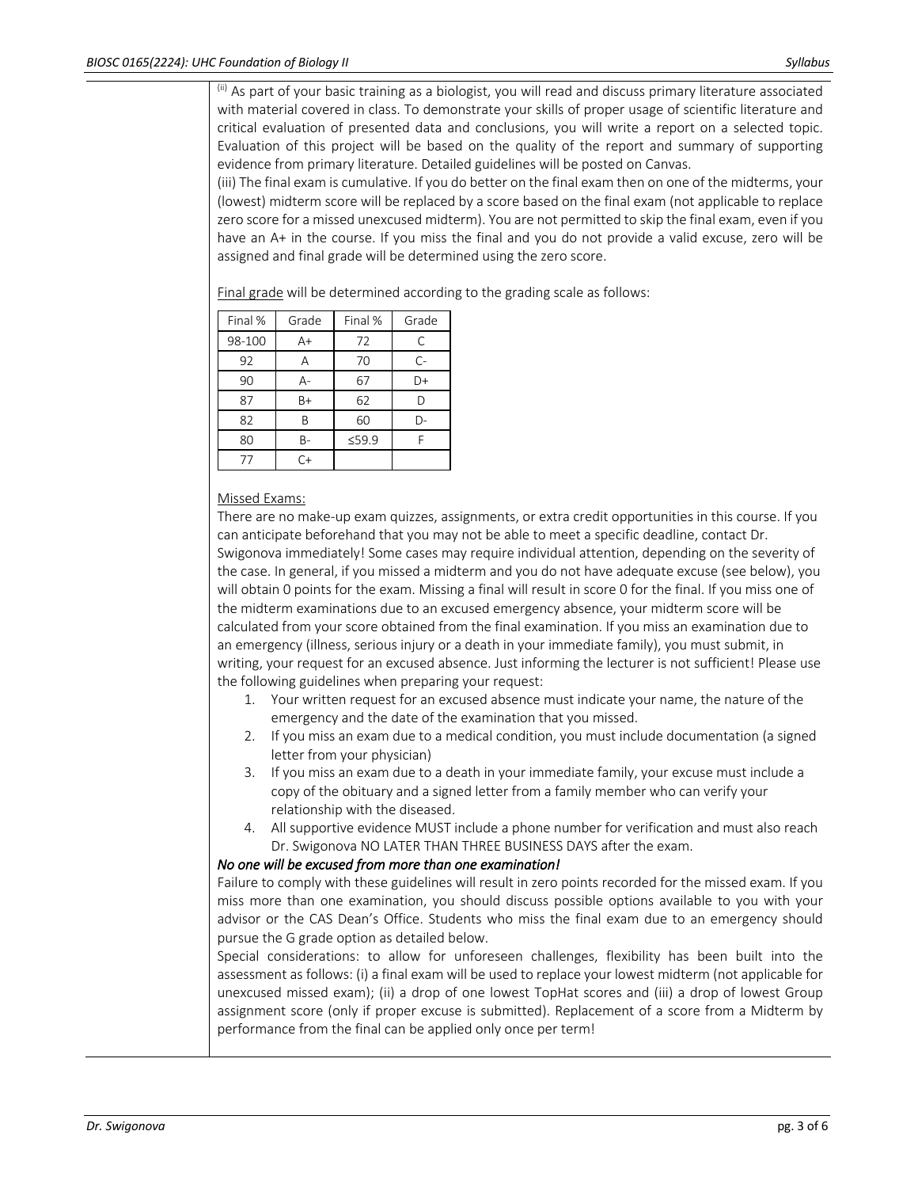[ii] As part of your basic training as a biologist, you will read and discuss primary literature associated with material covered in class. To demonstrate your skills of proper usage of scientific literature and critical evaluation of presented data and conclusions, you will write a report on a selected topic. Evaluation of this project will be based on the quality of the report and summary of supporting evidence from primary literature. Detailed guidelines will be posted on Canvas.

(iii) The final exam is cumulative. If you do better on the final exam then on one of the midterms, your (lowest) midterm score will be replaced by a score based on the final exam (not applicable to replace zero score for a missed unexcused midterm). You are not permitted to skip the final exam, even if you have an A+ in the course. If you miss the final and you do not provide a valid excuse, zero will be assigned and final grade will be determined using the zero score.

Final grade will be determined according to the grading scale as follows:

| Final % | Grade | Final % | Grade |
|---|---|---|---|
| 98-100 | A+ | 72 | C |
| 92 | A | 70 | C- |
| 90 | A- | 67 | D+ |
| 87 | B+ | 62 | D |
| 82 | B | 60 | D- |
| 80 | B- | ≤59.9 | F |
| 77 | C+ | | |

Missed Exams:

There are no make-up exam quizzes, assignments, or extra credit opportunities in this course. If you can anticipate beforehand that you may not be able to meet a specific deadline, contact Dr. Swigonova immediately! Some cases may require individual attention, depending on the severity of the case. In general, if you missed a midterm and you do not have adequate excuse (see below), you will obtain 0 points for the exam. Missing a final will result in score 0 for the final. If you miss one of the midterm examinations due to an excused emergency absence, your midterm score will be calculated from your score obtained from the final examination. If you miss an examination due to an emergency (illness, serious injury or a death in your immediate family), you must submit, in writing, your request for an excused absence. Just informing the lecturer is not sufficient! Please use the following guidelines when preparing your request:

1. Your written request for an excused absence must indicate your name, the nature of the emergency and the date of the examination that you missed.
2. If you miss an exam due to a medical condition, you must include documentation (a signed letter from your physician)
3. If you miss an exam due to a death in your immediate family, your excuse must include a copy of the obituary and a signed letter from a family member who can verify your relationship with the diseased.
4. All supportive evidence MUST include a phone number for verification and must also reach Dr. Swigonova NO LATER THAN THREE BUSINESS DAYS after the exam.

*No one will be excused from more than one examination!*

Failure to comply with these guidelines will result in zero points recorded for the missed exam. If you miss more than one examination, you should discuss possible options available to you with your advisor or the CAS Dean's Office. Students who miss the final exam due to an emergency should pursue the G grade option as detailed below.

Special considerations: to allow for unforeseen challenges, flexibility has been built into the assessment as follows: (i) a final exam will be used to replace your lowest midterm (not applicable for unexcused missed exam); (ii) a drop of one lowest TopHat scores and (iii) a drop of lowest Group assignment score (only if proper excuse is submitted). Replacement of a score from a Midterm by performance from the final can be applied only once per term!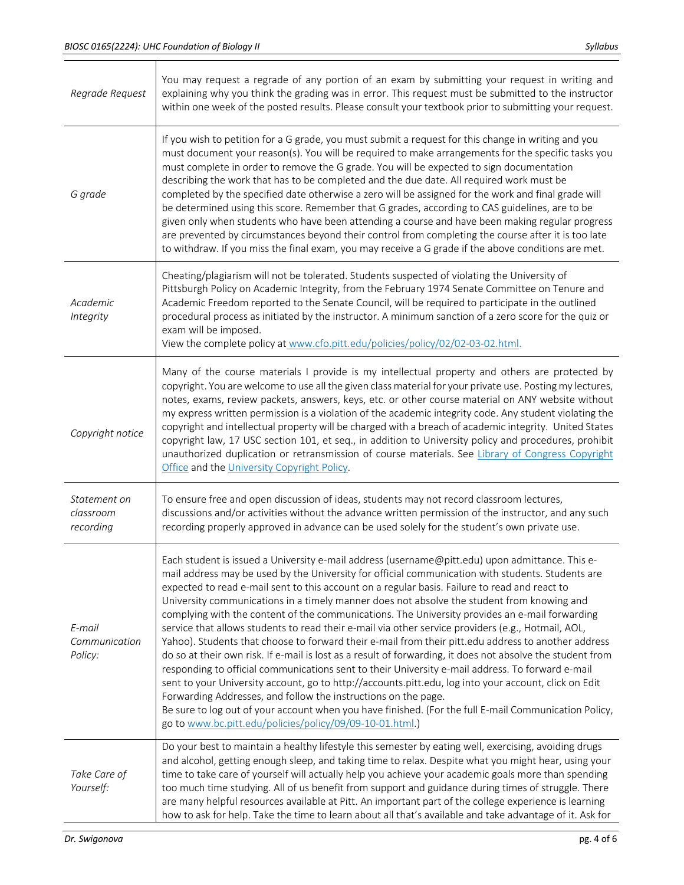| | |
|---|---|
| *Regrade Request* | You may request a regrade of any portion of an exam by submitting your request in writing and explaining why you think the grading was in error. This request must be submitted to the instructor within one week of the posted results. Please consult your textbook prior to submitting your request. |
| *G grade* | If you wish to petition for a G grade, you must submit a request for this change in writing and you must document your reason(s). You will be required to make arrangements for the specific tasks you must complete in order to remove the G grade. You will be expected to sign documentation describing the work that has to be completed and the due date. All required work must be completed by the specified date otherwise a zero will be assigned for the work and final grade will be determined using this score. Remember that G grades, according to CAS guidelines, are to be given only when students who have been attending a course and have been making regular progress are prevented by circumstances beyond their control from completing the course after it is too late to withdraw. If you miss the final exam, you may receive a G grade if the above conditions are met. |
| *Academic Integrity* | Cheating/plagiarism will not be tolerated. Students suspected of violating the University of Pittsburgh Policy on Academic Integrity, from the February 1974 Senate Committee on Tenure and Academic Freedom reported to the Senate Council, will be required to participate in the outlined procedural process as initiated by the instructor. A minimum sanction of a zero score for the quiz or exam will be imposed.<br>View the complete policy at www.cfo.pitt.edu/policies/policy/02/02-03-02.html. |
| *Copyright notice* | Many of the course materials I provide is my intellectual property and others are protected by copyright. You are welcome to use all the given class material for your private use. Posting my lectures, notes, exams, review packets, answers, keys, etc. or other course material on ANY website without my express written permission is a violation of the academic integrity code. Any student violating the copyright and intellectual property will be charged with a breach of academic integrity. United States copyright law, 17 USC section 101, et seq., in addition to University policy and procedures, prohibit unauthorized duplication or retransmission of course materials. See Library of Congress Copyright Office and the University Copyright Policy. |
| *Statement on classroom recording* | To ensure free and open discussion of ideas, students may not record classroom lectures, discussions and/or activities without the advance written permission of the instructor, and any such recording properly approved in advance can be used solely for the student's own private use. |
| *E-mail Communication Policy:* | Each student is issued a University e-mail address (username@pitt.edu) upon admittance. This e-mail address may be used by the University for official communication with students. Students are expected to read e-mail sent to this account on a regular basis. Failure to read and react to University communications in a timely manner does not absolve the student from knowing and complying with the content of the communications. The University provides an e-mail forwarding service that allows students to read their e-mail via other service providers (e.g., Hotmail, AOL, Yahoo). Students that choose to forward their e-mail from their pitt.edu address to another address do so at their own risk. If e-mail is lost as a result of forwarding, it does not absolve the student from responding to official communications sent to their University e-mail address. To forward e-mail sent to your University account, go to http://accounts.pitt.edu, log into your account, click on Edit Forwarding Addresses, and follow the instructions on the page.<br>Be sure to log out of your account when you have finished. (For the full E-mail Communication Policy, go to www.bc.pitt.edu/policies/policy/09/09-10-01.html.) |
| *Take Care of Yourself:* | Do your best to maintain a healthy lifestyle this semester by eating well, exercising, avoiding drugs and alcohol, getting enough sleep, and taking time to relax. Despite what you might hear, using your time to take care of yourself will actually help you achieve your academic goals more than spending too much time studying. All of us benefit from support and guidance during times of struggle. There are many helpful resources available at Pitt. An important part of the college experience is learning how to ask for help. Take the time to learn about all that's available and take advantage of it. Ask for |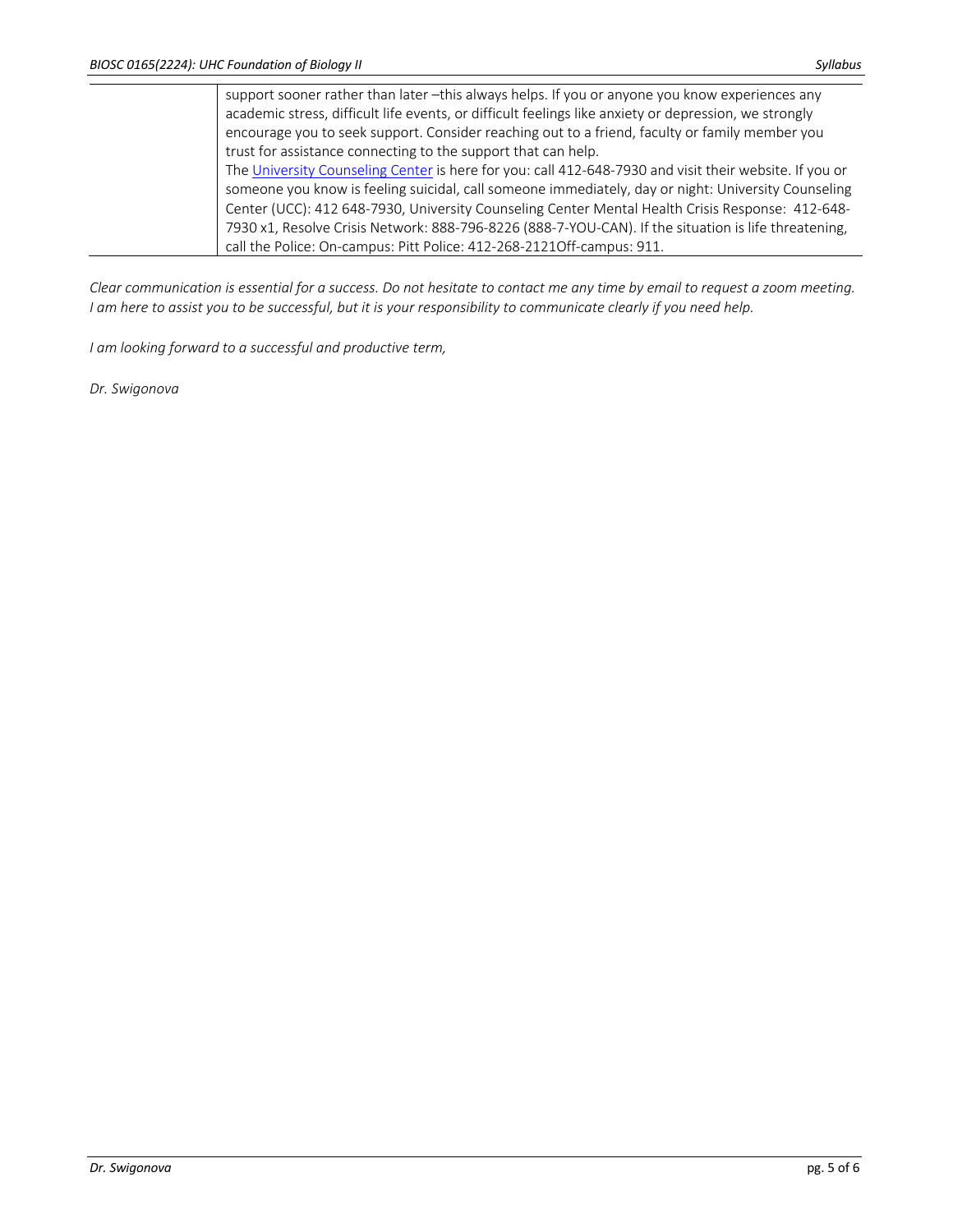| | |
|---|---|
| | support sooner rather than later –this always helps. If you or anyone you know experiences any academic stress, difficult life events, or difficult feelings like anxiety or depression, we strongly encourage you to seek support. Consider reaching out to a friend, faculty or family member you trust for assistance connecting to the support that can help. The University Counseling Center is here for you: call 412-648-7930 and visit their website. If you or someone you know is feeling suicidal, call someone immediately, day or night: University Counseling Center (UCC): 412 648-7930, University Counseling Center Mental Health Crisis Response: 412-648-7930 x1, Resolve Crisis Network: 888-796-8226 (888-7-YOU-CAN). If the situation is life threatening, call the Police: On-campus: Pitt Police: 412-268-2121Off-campus: 911. |

*Clear communication is essential for a success. Do not hesitate to contact me any time by email to request a zoom meeting. I am here to assist you to be successful, but it is your responsibility to communicate clearly if you need help.*

*I am looking forward to a successful and productive term,*

*Dr. Swigonova*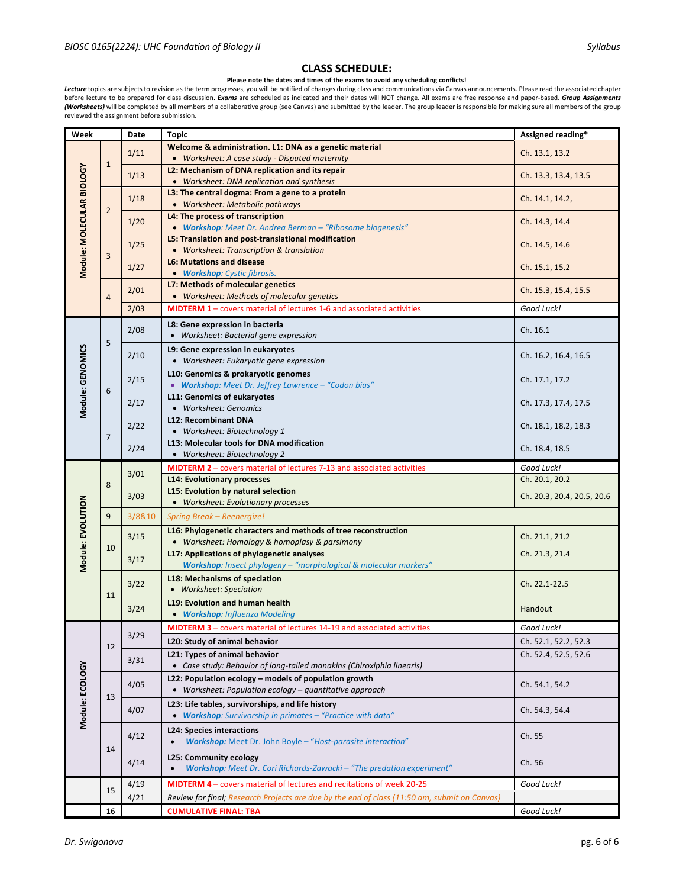## CLASS SCHEDULE:

**Please note the dates and times of the exams to avoid any scheduling conflicts!**

***Lecture*** topics are subjects to revision as the term progresses, you will be notified of changes during class and communications via Canvas announcements. Please read the associated chapter before lecture to be prepared for class discussion. ***Exams*** are scheduled as indicated and their dates will NOT change. All exams are free response and paper-based. ***Group Assignments (Worksheets)*** will be completed by all members of a collaborative group (see Canvas) and submitted by the leader. The group leader is responsible for making sure all members of the group reviewed the assignment before submission.

| Week | | Date | Topic | Assigned reading* |
|---|---|---|---|---|
| Module: MOLECULAR BIOLOGY | 1 | 1/11 | **Welcome & administration. L1: DNA as a genetic material**<br>• *Worksheet: A case study - Disputed maternity* | Ch. 13.1, 13.2 |
| | | 1/13 | **L2: Mechanism of DNA replication and its repair**<br>• *Worksheet: DNA replication and synthesis* | Ch. 13.3, 13.4, 13.5 |
| | 2 | 1/18 | **L3: The central dogma: From a gene to a protein**<br>• *Worksheet: Metabolic pathways* | Ch. 14.1, 14.2, |
| | | 1/20 | **L4: The process of transcription**<br>• ***Workshop**: Meet Dr. Andrea Berman – "Ribosome biogenesis"* | Ch. 14.3, 14.4 |
| | 3 | 1/25 | **L5: Translation and post-translational modification**<br>• *Worksheet: Transcription & translation* | Ch. 14.5, 14.6 |
| | | 1/27 | **L6: Mutations and disease**<br>• ***Workshop**: Cystic fibrosis.* | Ch. 15.1, 15.2 |
| | 4 | 2/01 | **L7: Methods of molecular genetics**<br>• *Worksheet: Methods of molecular genetics* | Ch. 15.3, 15.4, 15.5 |
| | | 2/03 | **MIDTERM 1** – covers material of lectures 1-6 and associated activities | *Good Luck!* |
| Module: GENOMICS | 5 | 2/08 | **L8: Gene expression in bacteria**<br>• *Worksheet: Bacterial gene expression* | Ch. 16.1 |
| | | 2/10 | **L9: Gene expression in eukaryotes**<br>• *Worksheet: Eukaryotic gene expression* | Ch. 16.2, 16.4, 16.5 |
| | 6 | 2/15 | **L10: Genomics & prokaryotic genomes**<br>• ***Workshop**: Meet Dr. Jeffrey Lawrence – "Codon bias"* | Ch. 17.1, 17.2 |
| | | 2/17 | **L11: Genomics of eukaryotes**<br>• *Worksheet: Genomics* | Ch. 17.3, 17.4, 17.5 |
| | 7 | 2/22 | **L12: Recombinant DNA**<br>• *Worksheet: Biotechnology 1* | Ch. 18.1, 18.2, 18.3 |
| | | 2/24 | **L13: Molecular tools for DNA modification**<br>• *Worksheet: Biotechnology 2* | Ch. 18.4, 18.5 |
| Module: EVOLUTION | 8 | 3/01 | **MIDTERM 2** – covers material of lectures 7-13 and associated activities | *Good Luck!* |
| | | | **L14: Evolutionary processes** | Ch. 20.1, 20.2 |
| | | 3/03 | **L15: Evolution by natural selection**<br>• *Worksheet: Evolutionary processes* | Ch. 20.3, 20.4, 20.5, 20.6 |
| | 9 | 3/8&10 | *Spring Break – Reenergize!* | |
| | 10 | 3/15 | **L16: Phylogenetic characters and methods of tree reconstruction**<br>• *Worksheet: Homology & homoplasy & parsimony* | Ch. 21.1, 21.2 |
| | | 3/17 | **L17: Applications of phylogenetic analyses**<br>***Workshop**: Insect phylogeny – "morphological & molecular markers"* | Ch. 21.3, 21.4 |
| | 11 | 3/22 | **L18: Mechanisms of speciation**<br>• *Worksheet: Speciation* | Ch. 22.1-22.5 |
| | | 3/24 | **L19: Evolution and human health**<br>• ***Workshop**: Influenza Modeling* | Handout |
| Module: ECOLOGY | 12 | 3/29 | **MIDTERM 3** – covers material of lectures 14-19 and associated activities | *Good Luck!* |
| | | | **L20: Study of animal behavior** | Ch. 52.1, 52.2, 52.3 |
| | | 3/31 | **L21: Types of animal behavior**<br>• *Case study: Behavior of long-tailed manakins (Chiroxiphia linearis)* | Ch. 52.4, 52.5, 52.6 |
| | 13 | 4/05 | **L22: Population ecology – models of population growth**<br>• *Worksheet: Population ecology – quantitative approach* | Ch. 54.1, 54.2 |
| | | 4/07 | **L23: Life tables, survivorships, and life history**<br>• ***Workshop**: Survivorship in primates – "Practice with data"* | Ch. 54.3, 54.4 |
| | 14 | 4/12 | **L24: Species interactions**<br>• ***Workshop:*** Meet Dr. John Boyle – "*Host-parasite interaction"* | Ch. 55 |
| | | 4/14 | **L25: Community ecology**<br>• ***Workshop**: Meet Dr. Cori Richards-Zawacki – "The predation experiment"* | Ch. 56 |
| | 15 | 4/19 | **MIDTERM 4** – covers material of lectures and recitations of week 20-25 | *Good Luck!* |
| | | 4/21 | *Review for final; Research Projects are due by the end of class (11:50 am, submit on Canvas)* | |
| | 16 | | **CUMULATIVE FINAL: TBA** | *Good Luck!* |